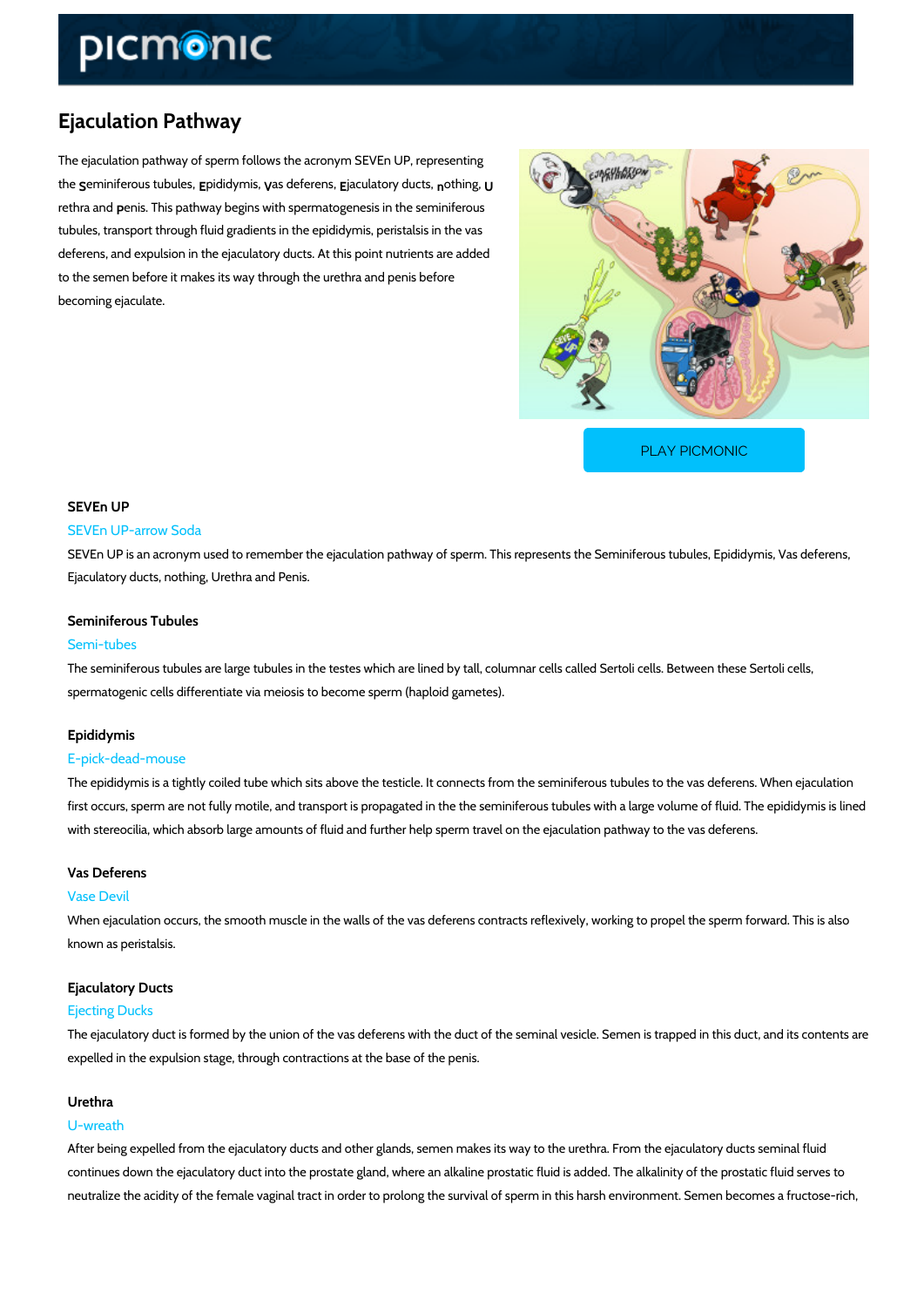# Ejaculation Pathway

The ejaculation pathway of sperm follows the acronym SEVEn UP, representing the Seminiferous tubules, Epididymis, Vas deferens, Ejaculatory ducts, nothing, Urethra and Penis. This pathway begins with spermatogenesis in the seminiferous tubules, transport through fluid gradients in the epididymis, peristalsis in the vas deferens, and expulsion in the ejaculatory ducts. At this point nutrients are added to the semen before it makes its way through the urethra and penis before becoming ejaculate.

PLAY PICMONIC

### SEVEn UP

SEVEn UP-arrow Soda

SEVEn UP is an acronym used to remember the ejaculation pathway of sperm. This represents the Seminiferous tubules, Epididymis, Vas deferens, Ejaculatory ducts, nothing, Urethra and Penis.

### Seminiferous Tubules

Semi-tubes

The seminiferous tubules are large tubules in the testes which are lined by tall, columnar cells called Sertoli cells. Between these Sertoli cells, spermatogenic cells differentiate via meiosis to become sperm (haploid gametes).

### Epididymis

E-pick-dead-mouse

The epididymis is a tightly coiled tube which sits above the testicle. It connects from the seminiferous tubules to the vas deferens. When ejaculation first occurs, sperm are not fully motile, and transport is propagated in the the seminiferous tubules with a large volume of fluid. The epididymis is lined with stereocilia, which absorb large amounts of fluid and further help sperm travel on the ejaculation pathway to the vas deferens.

### Vas Deferens

Vase Devil

When ejaculation occurs, the smooth muscle in the walls of the vas deferens contracts reflexively, working to propel the sperm forward. This is also known as peristalsis.

### Ejaculatory Ducts

Ejecting Ducks

The ejaculatory duct is formed by the union of the vas deferens with the duct of the seminal vesicle. Semen is trapped in this duct, and its contents are expelled in the expulsion stage, through contractions at the base of the penis.

### Urethra

U-wreath

After being expelled from the ejaculatory ducts and other glands, semen makes its way to the urethra. From the ejaculatory ducts seminal fluid continues down the ejaculatory duct into the prostate gland, where an alkaline prostatic fluid is added. The alkalinity of the prostatic fluid serves to neutralize the acidity of the female vaginal tract in order to prolong the survival of sperm in this harsh environment. Semen becomes a fructose-rich,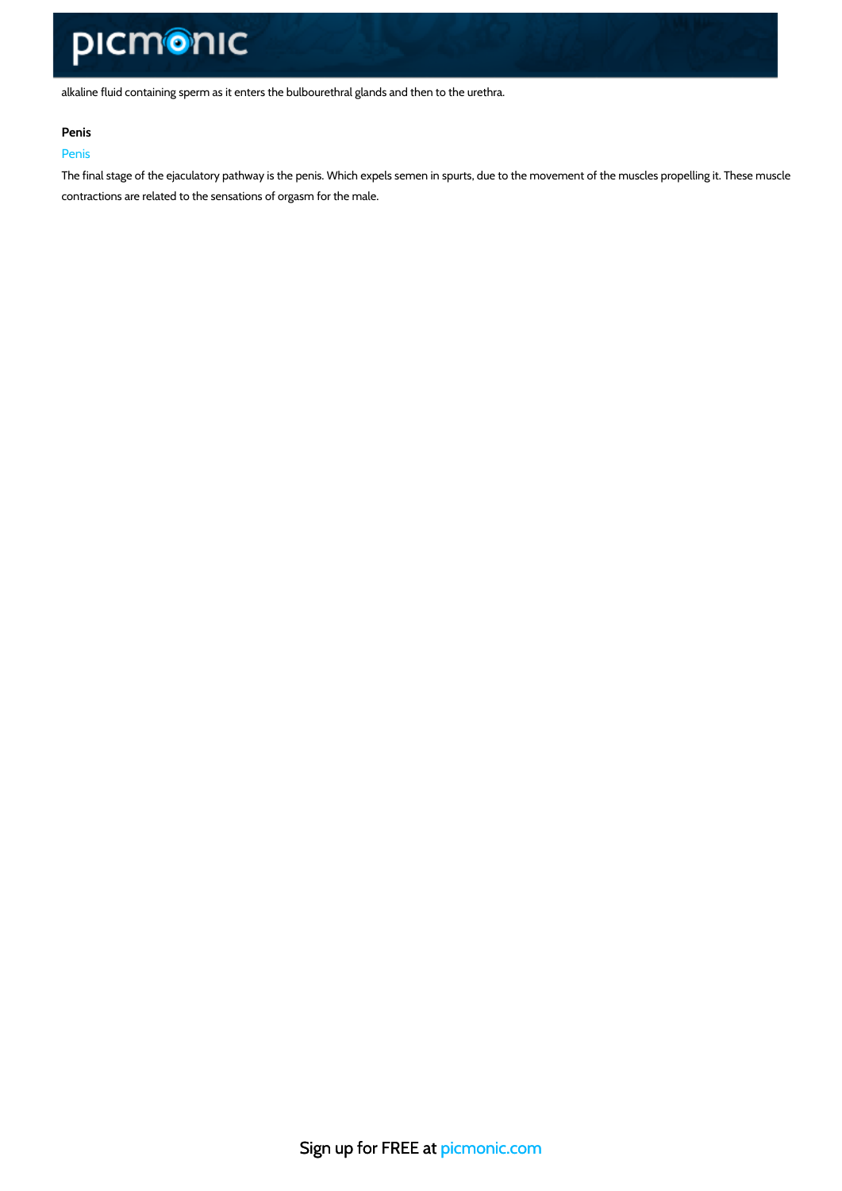alkaline fluid containing sperm as it enters the bulbourethral glands and then to the urethra.

**Penis**

Penis

The final stage of the ejaculatory pathway is the penis. Which expels semen in spurts, due to the movement of the muscles propelling it. These muscle contractions are related to the sensations of orgasm for the male.